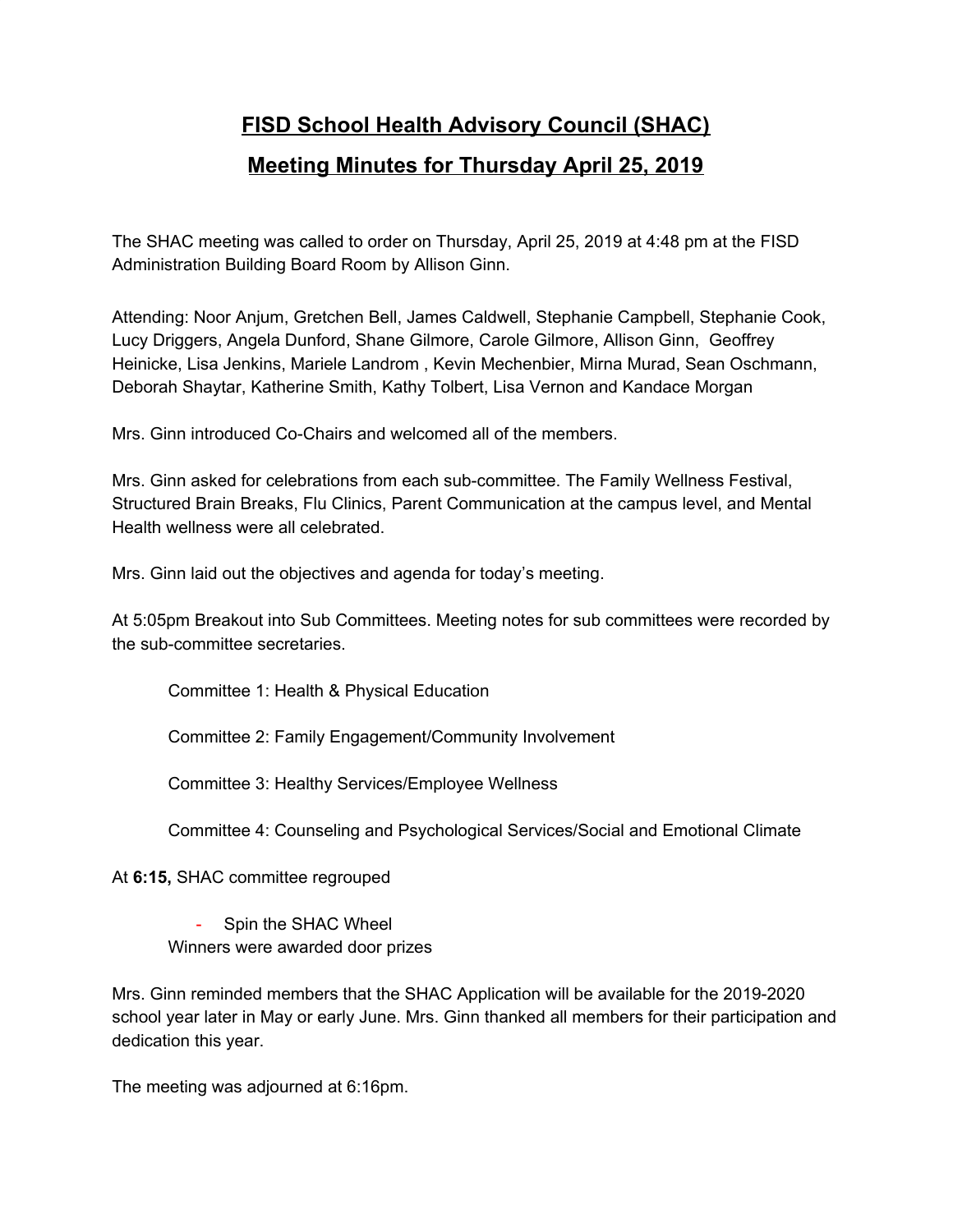# FISD School Health Advisory Council (SHAC)

## Meeting Minutes for Thursday April 25, 2019

The SHAC meeting was called to order on Thursday, April 25, 2019 at 4:48 pm at the FISD Administration Building Board Room by Allison Ginn.

Attending: Noor Anjum, Gretchen Bell, James Caldwell, Stephanie Campbell, Stephanie Cook, Lucy Driggers, Angela Dunford, Shane Gilmore, Carole Gilmore, Allison Ginn, Geoffrey Heinicke, Lisa Jenkins, Mariele Landrom , Kevin Mechenbier, Mirna Murad, Sean Oschmann, Deborah Shaytar, Katherine Smith, Kathy Tolbert, Lisa Vernon and Kandace Morgan

Mrs. Ginn introduced Co-Chairs and welcomed all of the members.

Mrs. Ginn asked for celebrations from each sub-committee. The Family Wellness Festival, Structured Brain Breaks, Flu Clinics, Parent Communication at the campus level, and Mental Health wellness were all celebrated.

Mrs. Ginn laid out the objectives and agenda for today's meeting.

At 5:05pm Breakout into Sub Committees. Meeting notes for sub committees were recorded by the sub-committee secretaries.

Committee 1: Health & Physical Education

Committee 2: Family Engagement/Community Involvement

Committee 3: Healthy Services/Employee Wellness

Committee 4: Counseling and Psychological Services/Social and Emotional Climate

At **6:15,** SHAC committee regrouped

- Spin the SHAC Wheel

Winners were awarded door prizes

Mrs. Ginn reminded members that the SHAC Application will be available for the 2019-2020 school year later in May or early June. Mrs. Ginn thanked all members for their participation and dedication this year.

The meeting was adjourned at 6:16pm.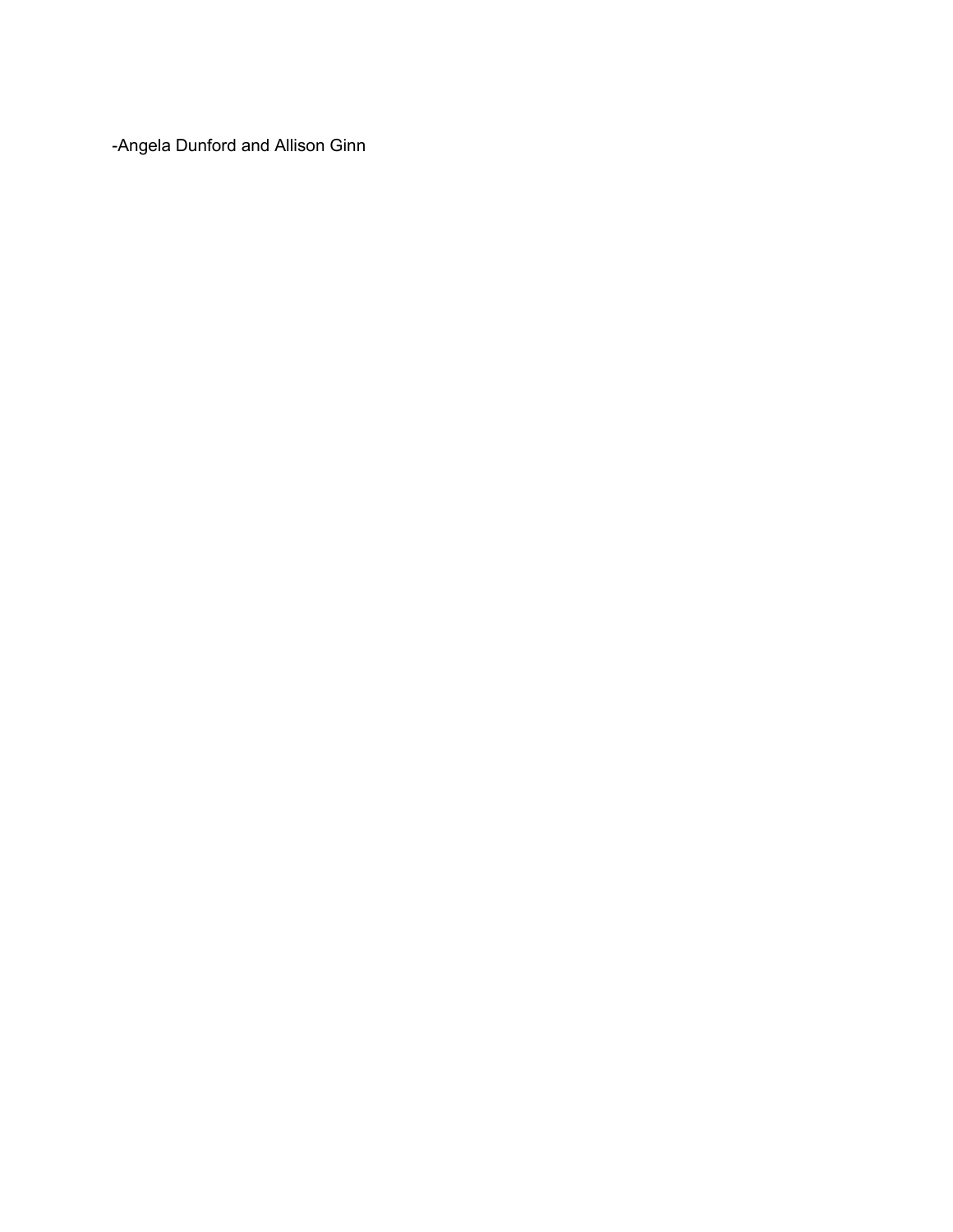-Angela Dunford and Allison Ginn